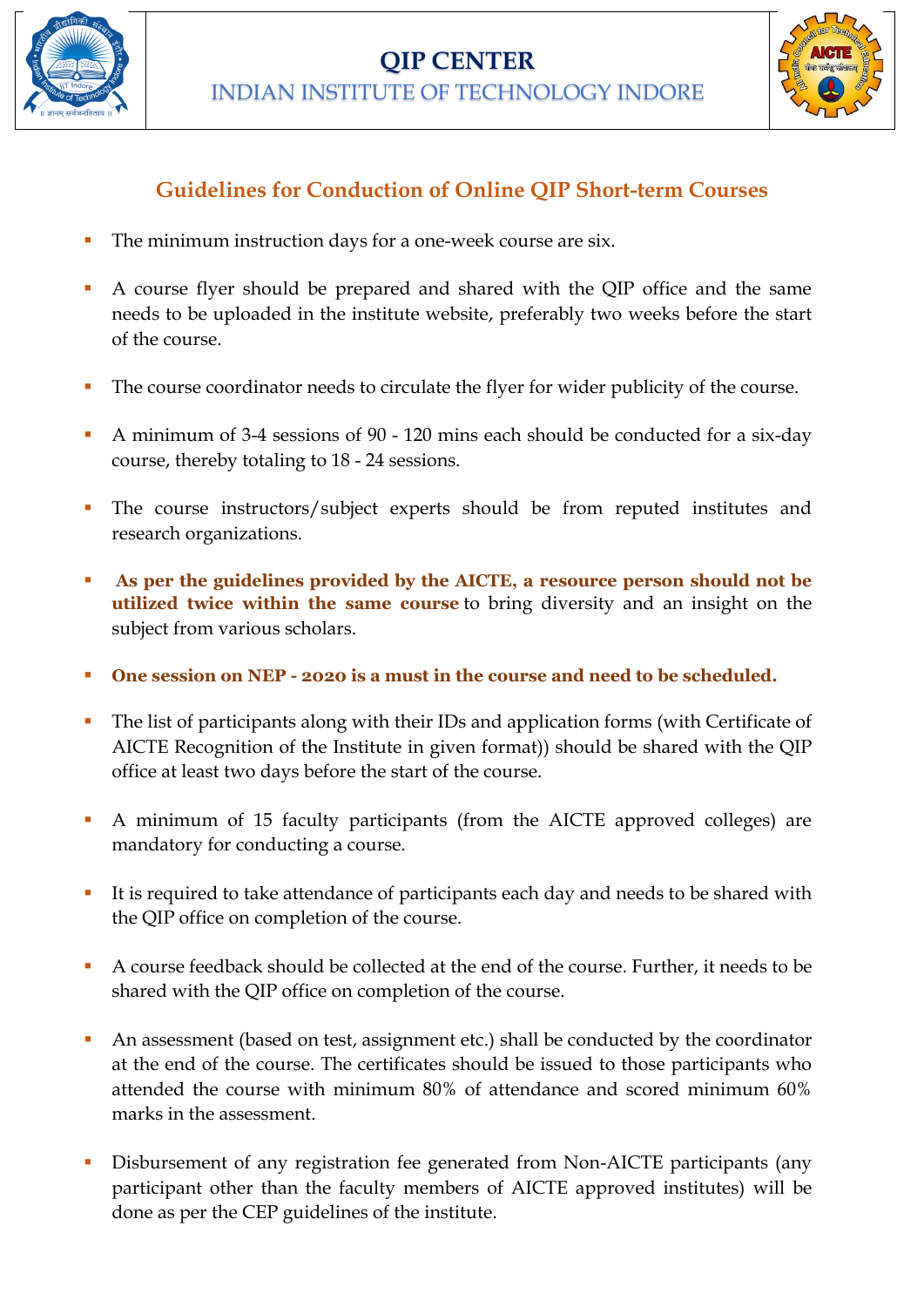# QIP CENTER

## INDIAN INSTITUTE OF TECHNOLOGY INDORE

## Guidelines for Conduction of Online QIP Short-term Courses

- The minimum instruction days for a one-week course are six.
- A course flyer should be prepared and shared with the QIP office and the same needs to be uploaded in the institute website, preferably two weeks before the start of the course.
- The course coordinator needs to circulate the flyer for wider publicity of the course.
- A minimum of 3-4 sessions of 90 - 120 mins each should be conducted for a six-day course, thereby totaling to 18 - 24 sessions.
- The course instructors/subject experts should be from reputed institutes and research organizations.
- **As per the guidelines provided by the AICTE, a resource person should not be utilized twice within the same course** to bring diversity and an insight on the subject from various scholars.
- **One session on NEP - 2020 is a must in the course and need to be scheduled.**
- The list of participants along with their IDs and application forms (with Certificate of AICTE Recognition of the Institute in given format)) should be shared with the QIP office at least two days before the start of the course.
- A minimum of 15 faculty participants (from the AICTE approved colleges) are mandatory for conducting a course.
- It is required to take attendance of participants each day and needs to be shared with the QIP office on completion of the course.
- A course feedback should be collected at the end of the course. Further, it needs to be shared with the QIP office on completion of the course.
- An assessment (based on test, assignment etc.) shall be conducted by the coordinator at the end of the course. The certificates should be issued to those participants who attended the course with minimum 80% of attendance and scored minimum 60% marks in the assessment.
- Disbursement of any registration fee generated from Non-AICTE participants (any participant other than the faculty members of AICTE approved institutes) will be done as per the CEP guidelines of the institute.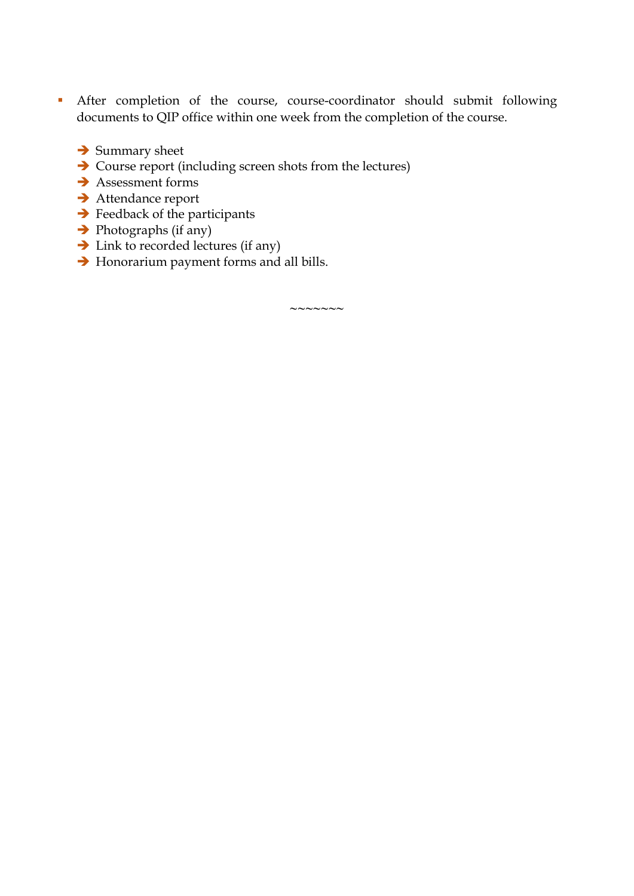- After completion of the course, course-coordinator should submit following documents to QIP office within one week from the completion of the course.

  - Summary sheet
  - Course report (including screen shots from the lectures)
  - Assessment forms
  - Attendance report
  - Feedback of the participants
  - Photographs (if any)
  - Link to recorded lectures (if any)
  - Honorarium payment forms and all bills.

~~~~~~~